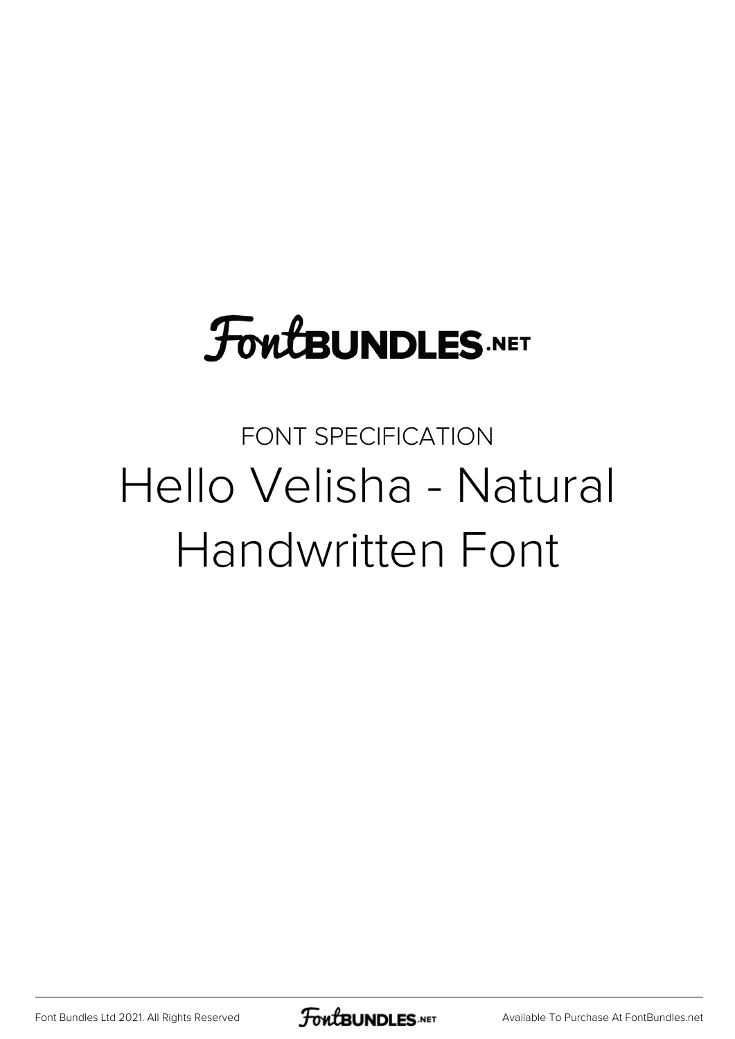FontBUNDLES.NET

FONT SPECIFICATION

# Hello Velisha - Natural Handwritten Font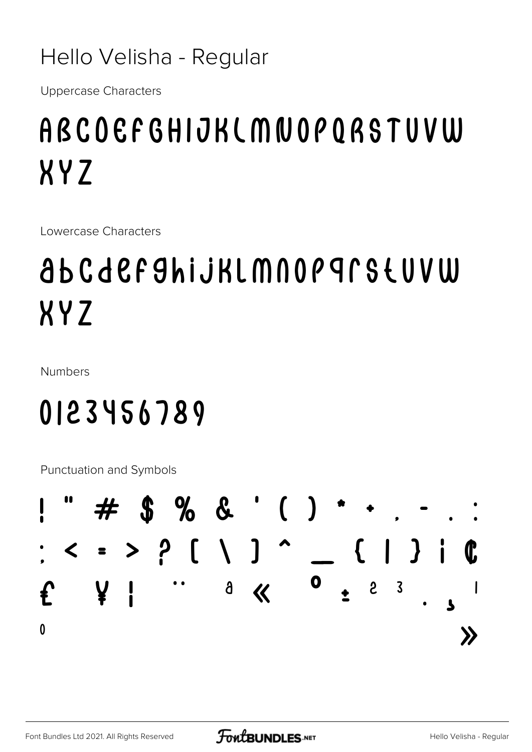Hello Velisha - Regular

Uppercase Characters

ABCDEFGHIJKLMNOPQRSTUVW
XYZ

Lowercase Characters

abcdefghijklmnopqrstuvw
xyz

Numbers

0123456789

Punctuation and Symbols

! " # $ % & ' ( ) * + , - . :
; < = > ? [ \ ] ^ _ { | } ¡ ¢
£ ¥ ¦ ¨ ª « ° ± ² ³ · ¸ ¹
º »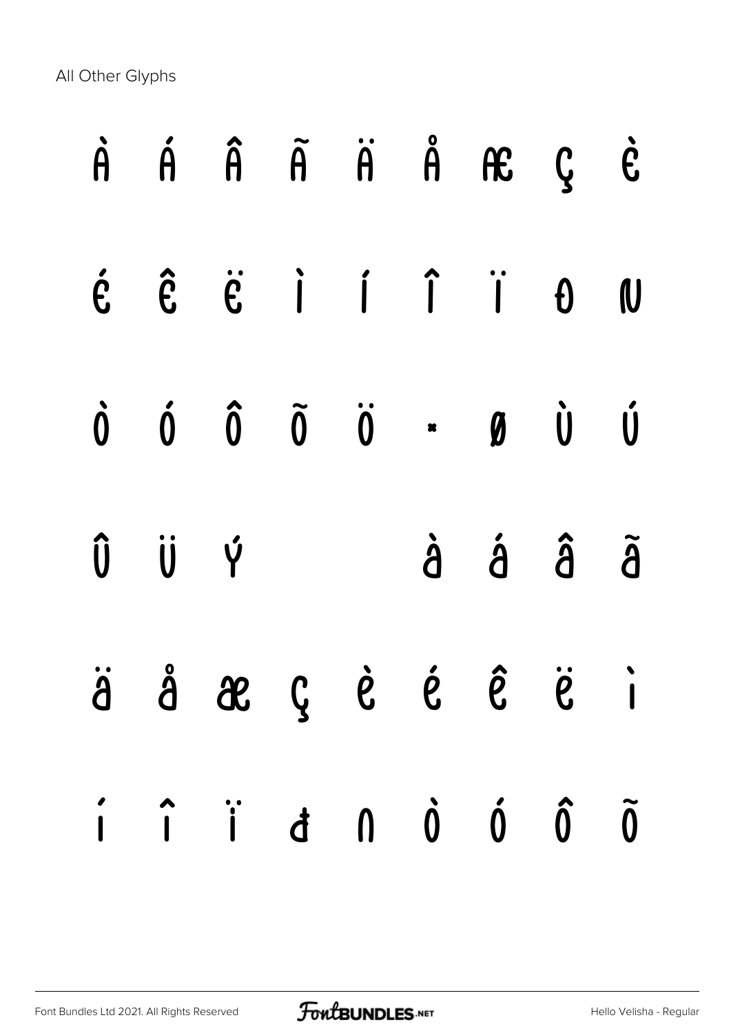All Other Glyphs

À Á Â Ã Ä Å Æ Ç È

É Ê Ë Ì Í Î Ï Ð Ñ

Ò Ó Ô Õ Ö × Ø Ù Ú

Û Ü Ý à á â ã

ä å æ ç è é ê ë ì

í î ï ð ñ ò ó ô õ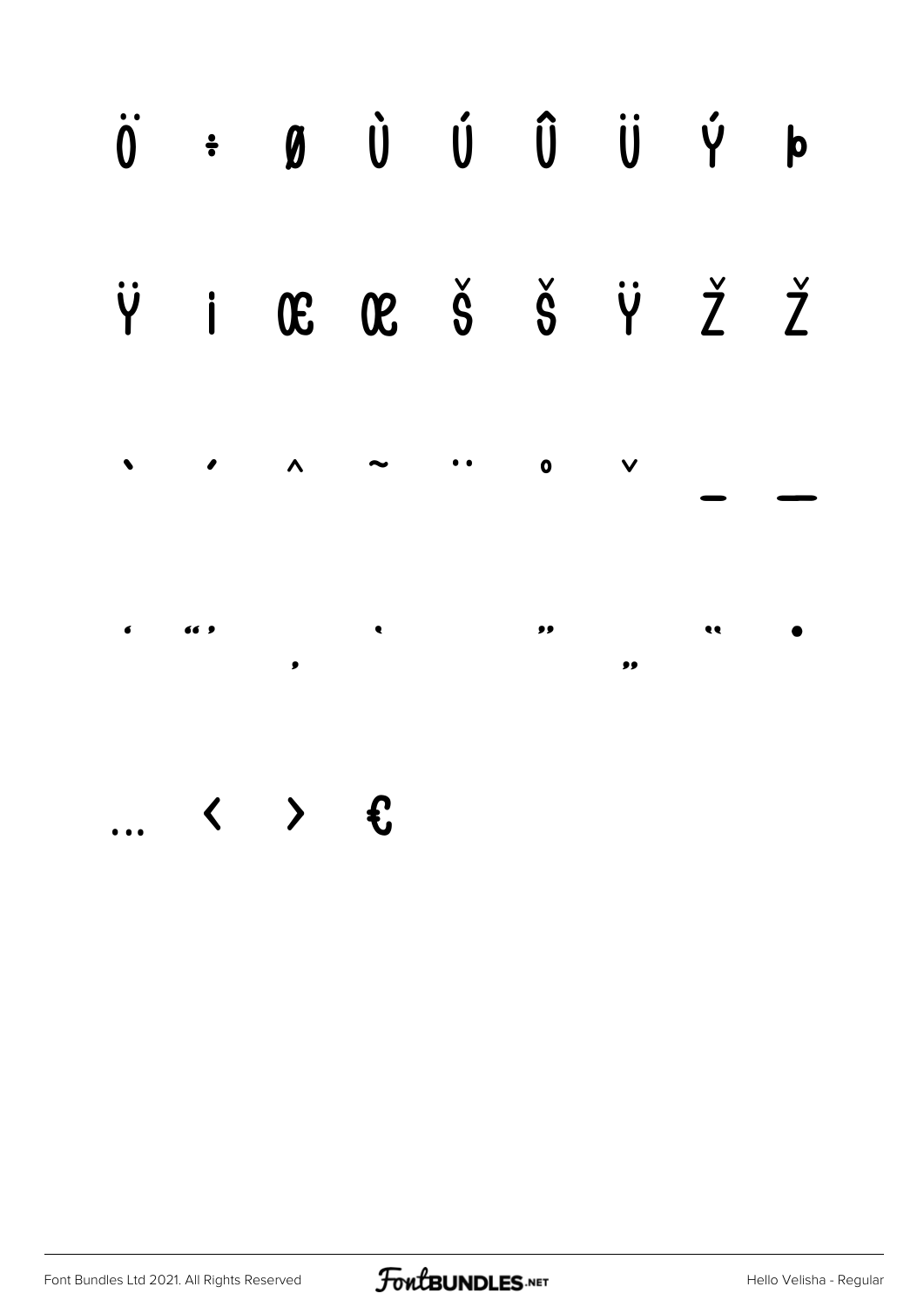Ö ÷ Ø Ù Ú Û Ü Ý Þ

Ÿ ı Œ œ Š š Ÿ Ž ž

` ´ ^ ~ ¨ ˚ ˇ – —

' "" ‚ ' " „ " •

… ‹ › €